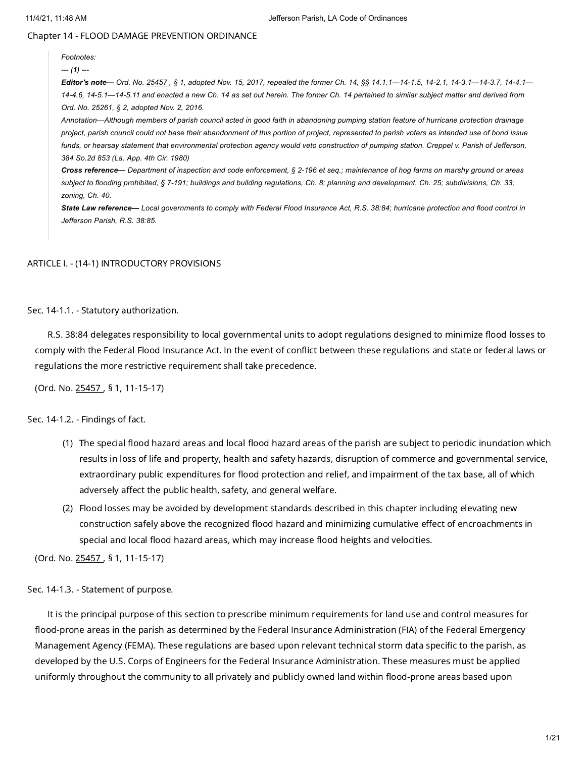# Chapter 14 - FLOOD DAMAGE PREVENTION ORDINANCE

> *Footnotes:*
>
> *--- (**1**) ---*
>
> ***Editor's note—*** *Ord. No. 25457 , § 1, adopted Nov. 15, 2017, repealed the former Ch. 14, §§ 14.1.1—14-1.5, 14-2.1, 14-3.1—14-3.7, 14-4.1—14-4.6, 14-5.1—14-5.11 and enacted a new Ch. 14 as set out herein. The former Ch. 14 pertained to similar subject matter and derived from Ord. No. 25261, § 2, adopted Nov. 2, 2016.*
>
> *Annotation—Although members of parish council acted in good faith in abandoning pumping station feature of hurricane protection drainage project, parish council could not base their abandonment of this portion of project, represented to parish voters as intended use of bond issue funds, or hearsay statement that environmental protection agency would veto construction of pumping station. Creppel v. Parish of Jefferson, 384 So.2d 853 (La. App. 4th Cir. 1980)*
>
> ***Cross reference—*** *Department of inspection and code enforcement, § 2-196 et seq.; maintenance of hog farms on marshy ground or areas subject to flooding prohibited, § 7-191; buildings and building regulations, Ch. 8; planning and development, Ch. 25; subdivisions, Ch. 33; zoning, Ch. 40.*
>
> ***State Law reference—*** *Local governments to comply with Federal Flood Insurance Act, R.S. 38:84; hurricane protection and flood control in Jefferson Parish, R.S. 38:85.*

## ARTICLE I. - (14-1) INTRODUCTORY PROVISIONS

### Sec. 14-1.1. - Statutory authorization.

R.S. 38:84 delegates responsibility to local governmental units to adopt regulations designed to minimize flood losses to comply with the Federal Flood Insurance Act. In the event of conflict between these regulations and state or federal laws or regulations the more restrictive requirement shall take precedence.

(Ord. No. 25457 , § 1, 11-15-17)

### Sec. 14-1.2. - Findings of fact.

(1) The special flood hazard areas and local flood hazard areas of the parish are subject to periodic inundation which results in loss of life and property, health and safety hazards, disruption of commerce and governmental service, extraordinary public expenditures for flood protection and relief, and impairment of the tax base, all of which adversely affect the public health, safety, and general welfare.

(2) Flood losses may be avoided by development standards described in this chapter including elevating new construction safely above the recognized flood hazard and minimizing cumulative effect of encroachments in special and local flood hazard areas, which may increase flood heights and velocities.

(Ord. No. 25457 , § 1, 11-15-17)

### Sec. 14-1.3. - Statement of purpose.

It is the principal purpose of this section to prescribe minimum requirements for land use and control measures for flood-prone areas in the parish as determined by the Federal Insurance Administration (FIA) of the Federal Emergency Management Agency (FEMA). These regulations are based upon relevant technical storm data specific to the parish, as developed by the U.S. Corps of Engineers for the Federal Insurance Administration. These measures must be applied uniformly throughout the community to all privately and publicly owned land within flood-prone areas based upon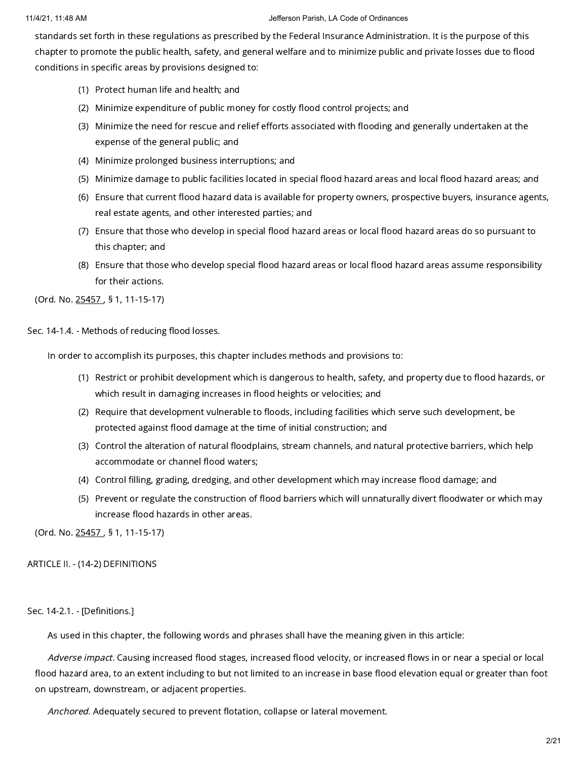standards set forth in these regulations as prescribed by the Federal Insurance Administration. It is the purpose of this chapter to promote the public health, safety, and general welfare and to minimize public and private losses due to flood conditions in specific areas by provisions designed to:

(1) Protect human life and health; and
(2) Minimize expenditure of public money for costly flood control projects; and
(3) Minimize the need for rescue and relief efforts associated with flooding and generally undertaken at the expense of the general public; and
(4) Minimize prolonged business interruptions; and
(5) Minimize damage to public facilities located in special flood hazard areas and local flood hazard areas; and
(6) Ensure that current flood hazard data is available for property owners, prospective buyers, insurance agents, real estate agents, and other interested parties; and
(7) Ensure that those who develop in special flood hazard areas or local flood hazard areas do so pursuant to this chapter; and
(8) Ensure that those who develop special flood hazard areas or local flood hazard areas assume responsibility for their actions.

(Ord. No. 25457 , § 1, 11-15-17)

Sec. 14-1.4. - Methods of reducing flood losses.

In order to accomplish its purposes, this chapter includes methods and provisions to:

(1) Restrict or prohibit development which is dangerous to health, safety, and property due to flood hazards, or which result in damaging increases in flood heights or velocities; and
(2) Require that development vulnerable to floods, including facilities which serve such development, be protected against flood damage at the time of initial construction; and
(3) Control the alteration of natural floodplains, stream channels, and natural protective barriers, which help accommodate or channel flood waters;
(4) Control filling, grading, dredging, and other development which may increase flood damage; and
(5) Prevent or regulate the construction of flood barriers which will unnaturally divert floodwater or which may increase flood hazards in other areas.

(Ord. No. 25457 , § 1, 11-15-17)

ARTICLE II. - (14-2) DEFINITIONS

Sec. 14-2.1. - [Definitions.]

As used in this chapter, the following words and phrases shall have the meaning given in this article:

*Adverse impact.* Causing increased flood stages, increased flood velocity, or increased flows in or near a special or local flood hazard area, to an extent including to but not limited to an increase in base flood elevation equal or greater than foot on upstream, downstream, or adjacent properties.

*Anchored.* Adequately secured to prevent flotation, collapse or lateral movement.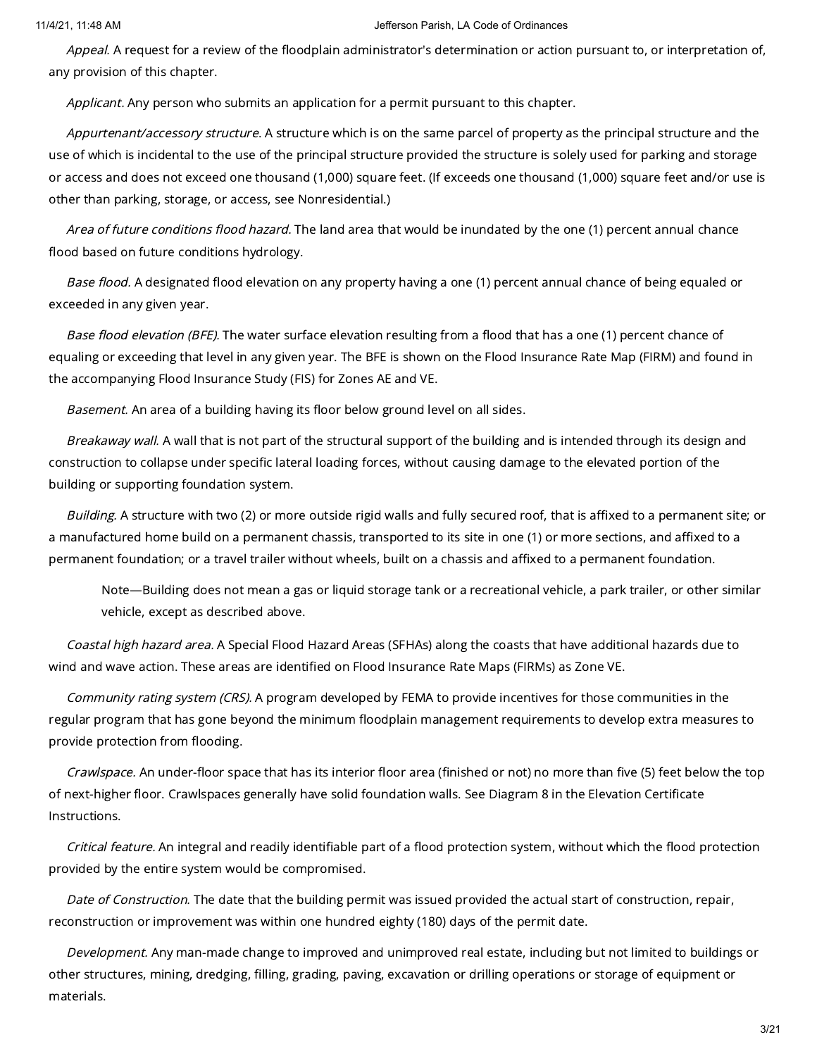*Appeal.* A request for a review of the floodplain administrator's determination or action pursuant to, or interpretation of, any provision of this chapter.

*Applicant*. Any person who submits an application for a permit pursuant to this chapter.

*Appurtenant/accessory structure*. A structure which is on the same parcel of property as the principal structure and the use of which is incidental to the use of the principal structure provided the structure is solely used for parking and storage or access and does not exceed one thousand (1,000) square feet. (If exceeds one thousand (1,000) square feet and/or use is other than parking, storage, or access, see Nonresidential.)

*Area of future conditions flood hazard*. The land area that would be inundated by the one (1) percent annual chance flood based on future conditions hydrology.

*Base flood.* A designated flood elevation on any property having a one (1) percent annual chance of being equaled or exceeded in any given year.

*Base flood elevation (BFE).* The water surface elevation resulting from a flood that has a one (1) percent chance of equaling or exceeding that level in any given year. The BFE is shown on the Flood Insurance Rate Map (FIRM) and found in the accompanying Flood Insurance Study (FIS) for Zones AE and VE.

*Basement*. An area of a building having its floor below ground level on all sides.

*Breakaway wall.* A wall that is not part of the structural support of the building and is intended through its design and construction to collapse under specific lateral loading forces, without causing damage to the elevated portion of the building or supporting foundation system.

*Building.* A structure with two (2) or more outside rigid walls and fully secured roof, that is affixed to a permanent site; or a manufactured home build on a permanent chassis, transported to its site in one (1) or more sections, and affixed to a permanent foundation; or a travel trailer without wheels, built on a chassis and affixed to a permanent foundation.

> Note—Building does not mean a gas or liquid storage tank or a recreational vehicle, a park trailer, or other similar vehicle, except as described above.

*Coastal high hazard area.* A Special Flood Hazard Areas (SFHAs) along the coasts that have additional hazards due to wind and wave action. These areas are identified on Flood Insurance Rate Maps (FIRMs) as Zone VE.

*Community rating system (CRS).* A program developed by FEMA to provide incentives for those communities in the regular program that has gone beyond the minimum floodplain management requirements to develop extra measures to provide protection from flooding.

*Crawlspace.* An under-floor space that has its interior floor area (finished or not) no more than five (5) feet below the top of next-higher floor. Crawlspaces generally have solid foundation walls. See Diagram 8 in the Elevation Certificate Instructions.

*Critical feature.* An integral and readily identifiable part of a flood protection system, without which the flood protection provided by the entire system would be compromised.

*Date of Construction.* The date that the building permit was issued provided the actual start of construction, repair, reconstruction or improvement was within one hundred eighty (180) days of the permit date.

*Development*. Any man-made change to improved and unimproved real estate, including but not limited to buildings or other structures, mining, dredging, filling, grading, paving, excavation or drilling operations or storage of equipment or materials.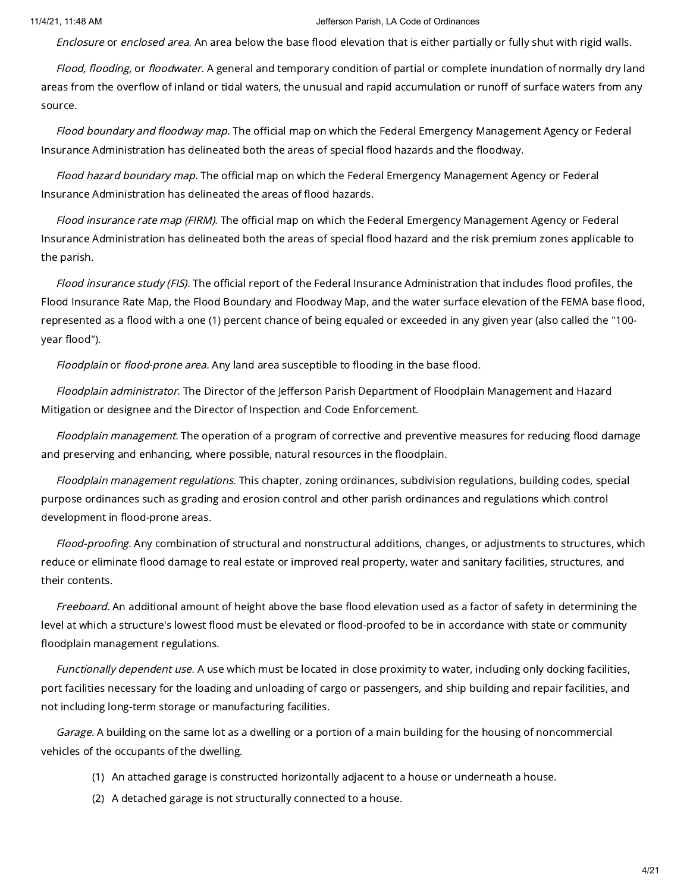*Enclosure* or *enclosed area.* An area below the base flood elevation that is either partially or fully shut with rigid walls.

*Flood, flooding,* or *floodwater.* A general and temporary condition of partial or complete inundation of normally dry land areas from the overflow of inland or tidal waters, the unusual and rapid accumulation or runoff of surface waters from any source.

*Flood boundary and floodway map.* The official map on which the Federal Emergency Management Agency or Federal Insurance Administration has delineated both the areas of special flood hazards and the floodway.

*Flood hazard boundary map.* The official map on which the Federal Emergency Management Agency or Federal Insurance Administration has delineated the areas of flood hazards.

*Flood insurance rate map (FIRM).* The official map on which the Federal Emergency Management Agency or Federal Insurance Administration has delineated both the areas of special flood hazard and the risk premium zones applicable to the parish.

*Flood insurance study (FIS).* The official report of the Federal Insurance Administration that includes flood profiles, the Flood Insurance Rate Map, the Flood Boundary and Floodway Map, and the water surface elevation of the FEMA base flood, represented as a flood with a one (1) percent chance of being equaled or exceeded in any given year (also called the "100-year flood").

*Floodplain* or *flood-prone area.* Any land area susceptible to flooding in the base flood.

*Floodplain administrator.* The Director of the Jefferson Parish Department of Floodplain Management and Hazard Mitigation or designee and the Director of Inspection and Code Enforcement.

*Floodplain management.* The operation of a program of corrective and preventive measures for reducing flood damage and preserving and enhancing, where possible, natural resources in the floodplain.

*Floodplain management regulations.* This chapter, zoning ordinances, subdivision regulations, building codes, special purpose ordinances such as grading and erosion control and other parish ordinances and regulations which control development in flood-prone areas.

*Flood-proofing.* Any combination of structural and nonstructural additions, changes, or adjustments to structures, which reduce or eliminate flood damage to real estate or improved real property, water and sanitary facilities, structures, and their contents.

*Freeboard.* An additional amount of height above the base flood elevation used as a factor of safety in determining the level at which a structure's lowest flood must be elevated or flood-proofed to be in accordance with state or community floodplain management regulations.

*Functionally dependent use.* A use which must be located in close proximity to water, including only docking facilities, port facilities necessary for the loading and unloading of cargo or passengers, and ship building and repair facilities, and not including long-term storage or manufacturing facilities.

*Garage.* A building on the same lot as a dwelling or a portion of a main building for the housing of noncommercial vehicles of the occupants of the dwelling.

(1) An attached garage is constructed horizontally adjacent to a house or underneath a house.

(2) A detached garage is not structurally connected to a house.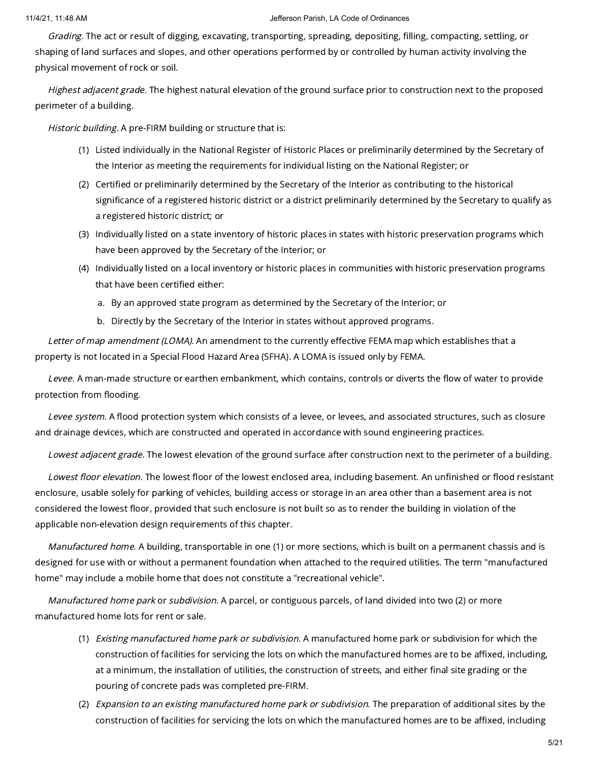*Grading.* The act or result of digging, excavating, transporting, spreading, depositing, filling, compacting, settling, or shaping of land surfaces and slopes, and other operations performed by or controlled by human activity involving the physical movement of rock or soil.

*Highest adjacent grade.* The highest natural elevation of the ground surface prior to construction next to the proposed perimeter of a building.

*Historic building.* A pre-FIRM building or structure that is:

(1) Listed individually in the National Register of Historic Places or preliminarily determined by the Secretary of the Interior as meeting the requirements for individual listing on the National Register; or

(2) Certified or preliminarily determined by the Secretary of the Interior as contributing to the historical significance of a registered historic district or a district preliminarily determined by the Secretary to qualify as a registered historic district; or

(3) Individually listed on a state inventory of historic places in states with historic preservation programs which have been approved by the Secretary of the Interior; or

(4) Individually listed on a local inventory or historic places in communities with historic preservation programs that have been certified either:

a. By an approved state program as determined by the Secretary of the Interior; or

b. Directly by the Secretary of the Interior in states without approved programs.

*Letter of map amendment (LOMA).* An amendment to the currently effective FEMA map which establishes that a property is not located in a Special Flood Hazard Area (SFHA). A LOMA is issued only by FEMA.

*Levee.* A man-made structure or earthen embankment, which contains, controls or diverts the flow of water to provide protection from flooding.

*Levee system.* A flood protection system which consists of a levee, or levees, and associated structures, such as closure and drainage devices, which are constructed and operated in accordance with sound engineering practices.

*Lowest adjacent grade.* The lowest elevation of the ground surface after construction next to the perimeter of a building.

*Lowest floor elevation.* The lowest floor of the lowest enclosed area, including basement. An unfinished or flood resistant enclosure, usable solely for parking of vehicles, building access or storage in an area other than a basement area is not considered the lowest floor, provided that such enclosure is not built so as to render the building in violation of the applicable non-elevation design requirements of this chapter.

*Manufactured home.* A building, transportable in one (1) or more sections, which is built on a permanent chassis and is designed for use with or without a permanent foundation when attached to the required utilities. The term "manufactured home" may include a mobile home that does not constitute a "recreational vehicle".

*Manufactured home park* or *subdivision.* A parcel, or contiguous parcels, of land divided into two (2) or more manufactured home lots for rent or sale.

(1) *Existing manufactured home park or subdivision.* A manufactured home park or subdivision for which the construction of facilities for servicing the lots on which the manufactured homes are to be affixed, including, at a minimum, the installation of utilities, the construction of streets, and either final site grading or the pouring of concrete pads was completed pre-FIRM.

(2) *Expansion to an existing manufactured home park or subdivision.* The preparation of additional sites by the construction of facilities for servicing the lots on which the manufactured homes are to be affixed, including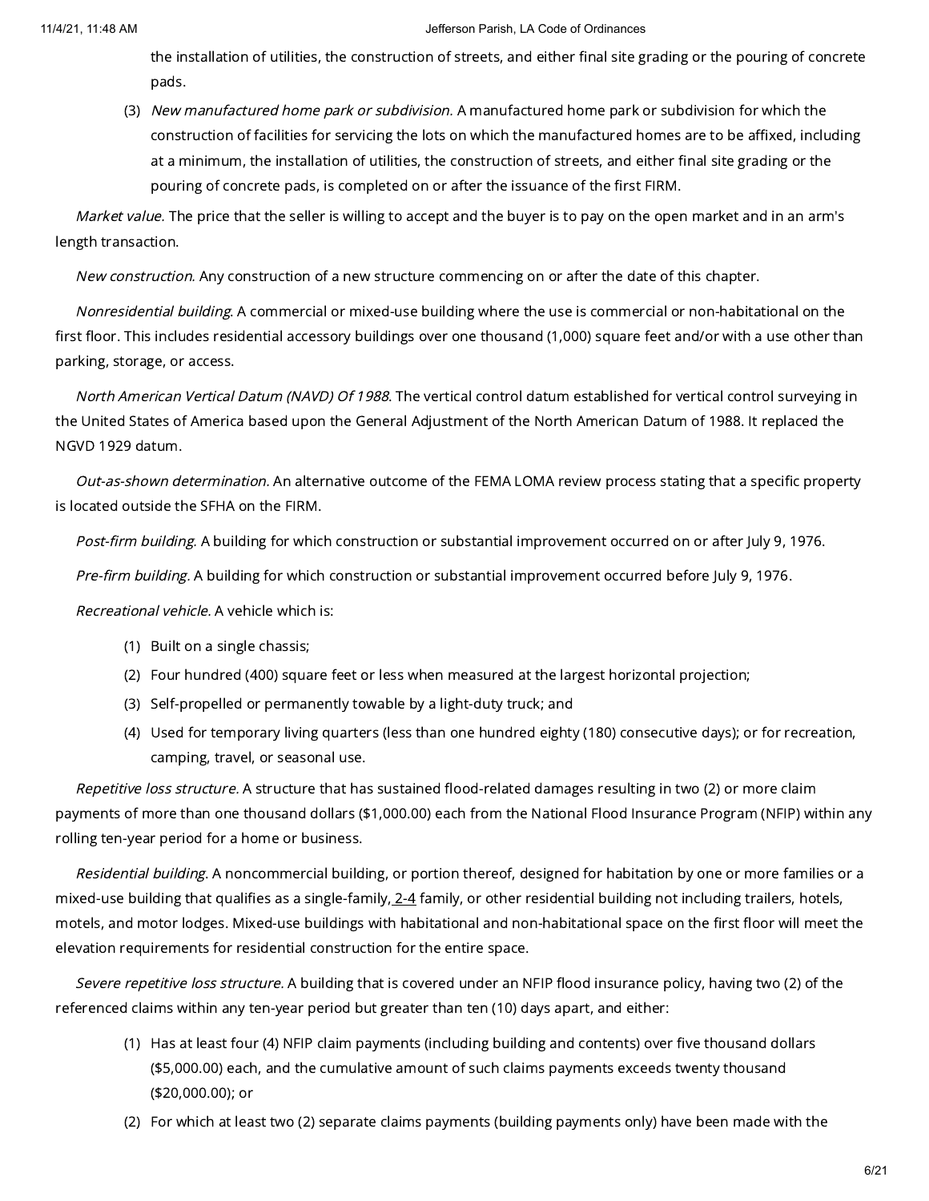the installation of utilities, the construction of streets, and either final site grading or the pouring of concrete pads.

(3) *New manufactured home park or subdivision.* A manufactured home park or subdivision for which the construction of facilities for servicing the lots on which the manufactured homes are to be affixed, including at a minimum, the installation of utilities, the construction of streets, and either final site grading or the pouring of concrete pads, is completed on or after the issuance of the first FIRM.

*Market value.* The price that the seller is willing to accept and the buyer is to pay on the open market and in an arm's length transaction.

*New construction.* Any construction of a new structure commencing on or after the date of this chapter.

*Nonresidential building.* A commercial or mixed-use building where the use is commercial or non-habitational on the first floor. This includes residential accessory buildings over one thousand (1,000) square feet and/or with a use other than parking, storage, or access.

*North American Vertical Datum (NAVD) Of 1988.* The vertical control datum established for vertical control surveying in the United States of America based upon the General Adjustment of the North American Datum of 1988. It replaced the NGVD 1929 datum.

*Out-as-shown determination.* An alternative outcome of the FEMA LOMA review process stating that a specific property is located outside the SFHA on the FIRM.

*Post-firm building.* A building for which construction or substantial improvement occurred on or after July 9, 1976.

*Pre-firm building.* A building for which construction or substantial improvement occurred before July 9, 1976.

*Recreational vehicle.* A vehicle which is:

(1) Built on a single chassis;

(2) Four hundred (400) square feet or less when measured at the largest horizontal projection;

(3) Self-propelled or permanently towable by a light-duty truck; and

(4) Used for temporary living quarters (less than one hundred eighty (180) consecutive days); or for recreation, camping, travel, or seasonal use.

*Repetitive loss structure.* A structure that has sustained flood-related damages resulting in two (2) or more claim payments of more than one thousand dollars ($1,000.00) each from the National Flood Insurance Program (NFIP) within any rolling ten-year period for a home or business.

*Residential building.* A noncommercial building, or portion thereof, designed for habitation by one or more families or a mixed-use building that qualifies as a single-family, 2-4 family, or other residential building not including trailers, hotels, motels, and motor lodges. Mixed-use buildings with habitational and non-habitational space on the first floor will meet the elevation requirements for residential construction for the entire space.

*Severe repetitive loss structure.* A building that is covered under an NFIP flood insurance policy, having two (2) of the referenced claims within any ten-year period but greater than ten (10) days apart, and either:

(1) Has at least four (4) NFIP claim payments (including building and contents) over five thousand dollars ($5,000.00) each, and the cumulative amount of such claims payments exceeds twenty thousand ($20,000.00); or

(2) For which at least two (2) separate claims payments (building payments only) have been made with the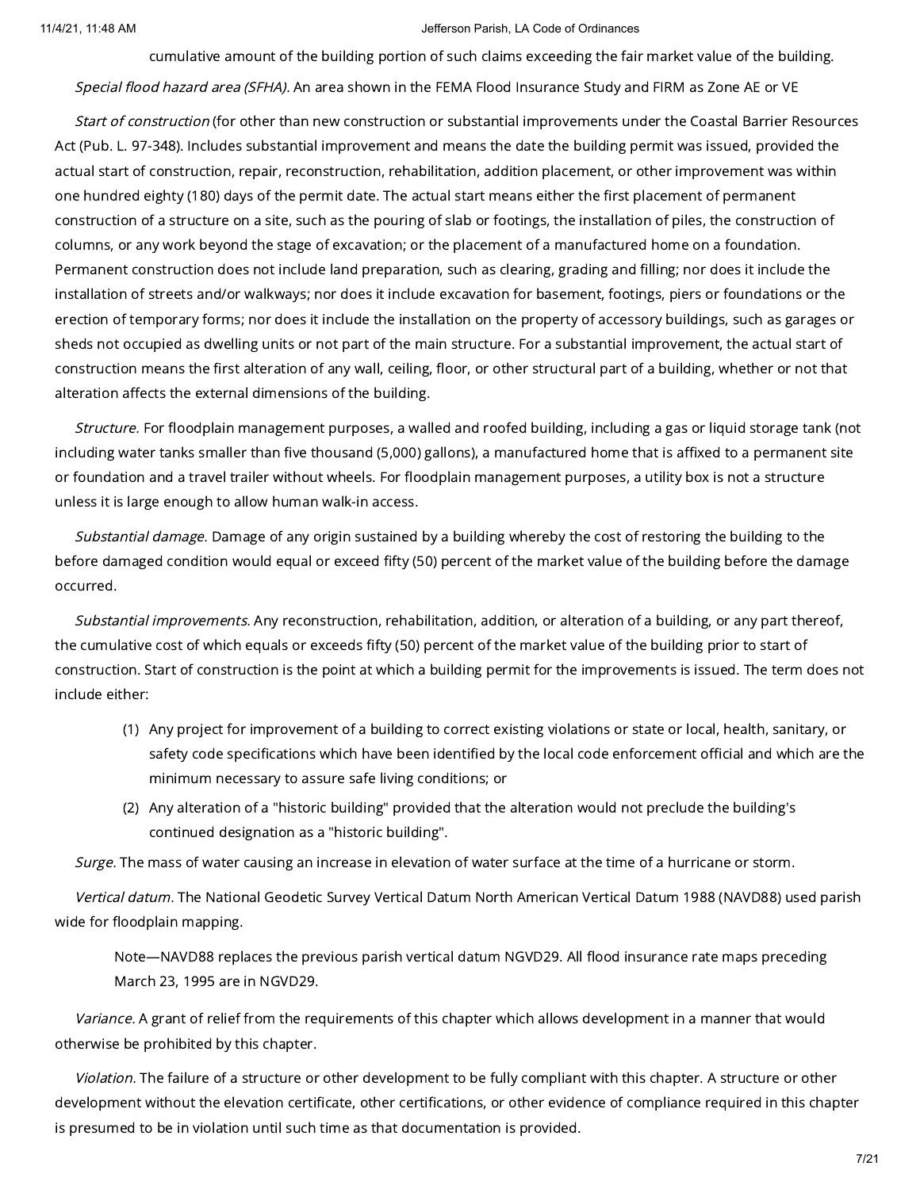cumulative amount of the building portion of such claims exceeding the fair market value of the building.

*Special flood hazard area (SFHA).* An area shown in the FEMA Flood Insurance Study and FIRM as Zone AE or VE

*Start of construction* (for other than new construction or substantial improvements under the Coastal Barrier Resources Act (Pub. L. 97-348). Includes substantial improvement and means the date the building permit was issued, provided the actual start of construction, repair, reconstruction, rehabilitation, addition placement, or other improvement was within one hundred eighty (180) days of the permit date. The actual start means either the first placement of permanent construction of a structure on a site, such as the pouring of slab or footings, the installation of piles, the construction of columns, or any work beyond the stage of excavation; or the placement of a manufactured home on a foundation. Permanent construction does not include land preparation, such as clearing, grading and filling; nor does it include the installation of streets and/or walkways; nor does it include excavation for basement, footings, piers or foundations or the erection of temporary forms; nor does it include the installation on the property of accessory buildings, such as garages or sheds not occupied as dwelling units or not part of the main structure. For a substantial improvement, the actual start of construction means the first alteration of any wall, ceiling, floor, or other structural part of a building, whether or not that alteration affects the external dimensions of the building.

*Structure.* For floodplain management purposes, a walled and roofed building, including a gas or liquid storage tank (not including water tanks smaller than five thousand (5,000) gallons), a manufactured home that is affixed to a permanent site or foundation and a travel trailer without wheels. For floodplain management purposes, a utility box is not a structure unless it is large enough to allow human walk-in access.

*Substantial damage.* Damage of any origin sustained by a building whereby the cost of restoring the building to the before damaged condition would equal or exceed fifty (50) percent of the market value of the building before the damage occurred.

*Substantial improvements.* Any reconstruction, rehabilitation, addition, or alteration of a building, or any part thereof, the cumulative cost of which equals or exceeds fifty (50) percent of the market value of the building prior to start of construction. Start of construction is the point at which a building permit for the improvements is issued. The term does not include either:

(1) Any project for improvement of a building to correct existing violations or state or local, health, sanitary, or safety code specifications which have been identified by the local code enforcement official and which are the minimum necessary to assure safe living conditions; or

(2) Any alteration of a "historic building" provided that the alteration would not preclude the building's continued designation as a "historic building".

*Surge.* The mass of water causing an increase in elevation of water surface at the time of a hurricane or storm.

*Vertical datum.* The National Geodetic Survey Vertical Datum North American Vertical Datum 1988 (NAVD88) used parish wide for floodplain mapping.

> Note—NAVD88 replaces the previous parish vertical datum NGVD29. All flood insurance rate maps preceding March 23, 1995 are in NGVD29.

*Variance.* A grant of relief from the requirements of this chapter which allows development in a manner that would otherwise be prohibited by this chapter.

*Violation.* The failure of a structure or other development to be fully compliant with this chapter. A structure or other development without the elevation certificate, other certifications, or other evidence of compliance required in this chapter is presumed to be in violation until such time as that documentation is provided.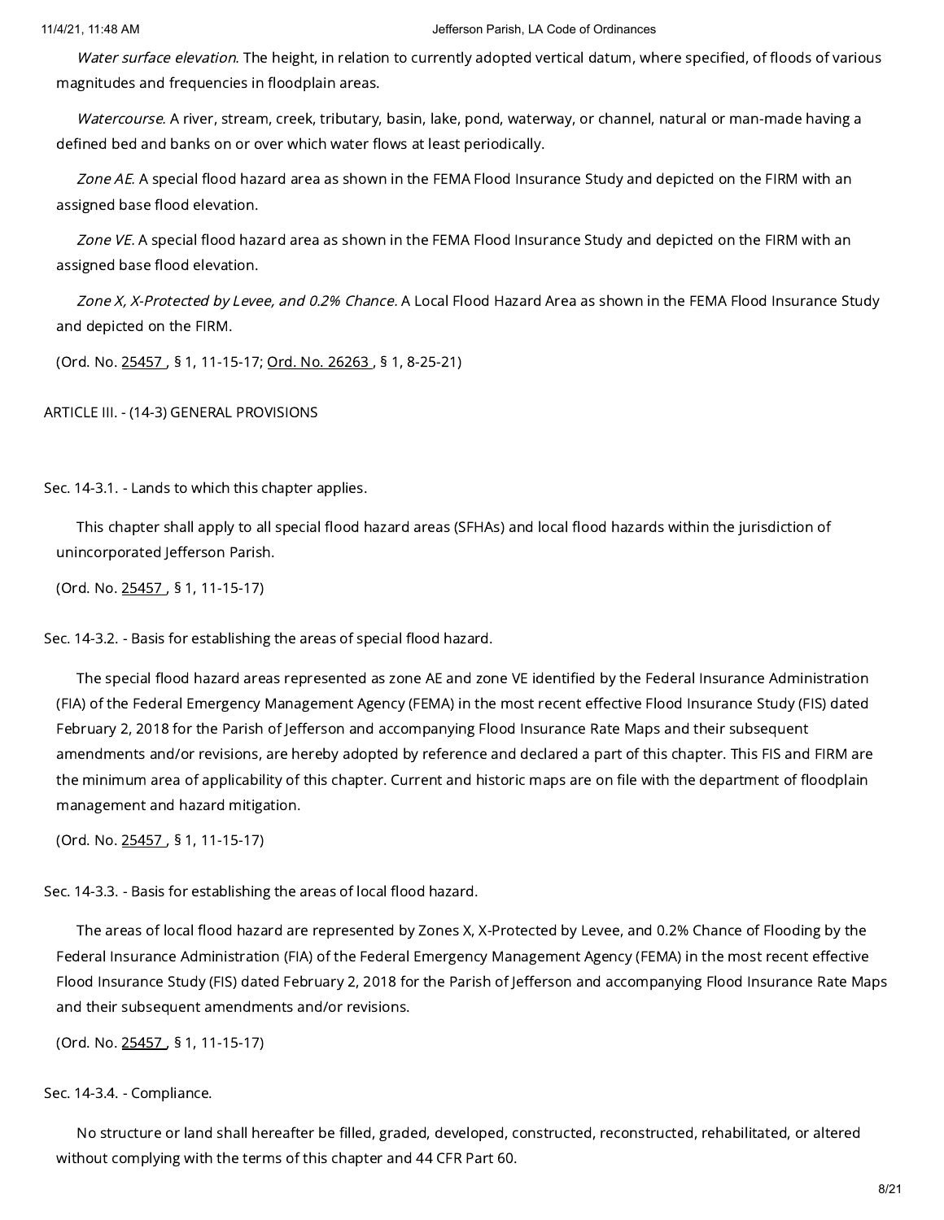*Water surface elevation.* The height, in relation to currently adopted vertical datum, where specified, of floods of various magnitudes and frequencies in floodplain areas.

*Watercourse.* A river, stream, creek, tributary, basin, lake, pond, waterway, or channel, natural or man-made having a defined bed and banks on or over which water flows at least periodically.

*Zone AE.* A special flood hazard area as shown in the FEMA Flood Insurance Study and depicted on the FIRM with an assigned base flood elevation.

*Zone VE.* A special flood hazard area as shown in the FEMA Flood Insurance Study and depicted on the FIRM with an assigned base flood elevation.

*Zone X, X-Protected by Levee, and 0.2% Chance.* A Local Flood Hazard Area as shown in the FEMA Flood Insurance Study and depicted on the FIRM.

(Ord. No. 25457 , § 1, 11-15-17; Ord. No. 26263 , § 1, 8-25-21)

## ARTICLE III. - (14-3) GENERAL PROVISIONS

### Sec. 14-3.1. - Lands to which this chapter applies.

This chapter shall apply to all special flood hazard areas (SFHAs) and local flood hazards within the jurisdiction of unincorporated Jefferson Parish.

(Ord. No. 25457 , § 1, 11-15-17)

### Sec. 14-3.2. - Basis for establishing the areas of special flood hazard.

The special flood hazard areas represented as zone AE and zone VE identified by the Federal Insurance Administration (FIA) of the Federal Emergency Management Agency (FEMA) in the most recent effective Flood Insurance Study (FIS) dated February 2, 2018 for the Parish of Jefferson and accompanying Flood Insurance Rate Maps and their subsequent amendments and/or revisions, are hereby adopted by reference and declared a part of this chapter. This FIS and FIRM are the minimum area of applicability of this chapter. Current and historic maps are on file with the department of floodplain management and hazard mitigation.

(Ord. No. 25457 , § 1, 11-15-17)

### Sec. 14-3.3. - Basis for establishing the areas of local flood hazard.

The areas of local flood hazard are represented by Zones X, X-Protected by Levee, and 0.2% Chance of Flooding by the Federal Insurance Administration (FIA) of the Federal Emergency Management Agency (FEMA) in the most recent effective Flood Insurance Study (FIS) dated February 2, 2018 for the Parish of Jefferson and accompanying Flood Insurance Rate Maps and their subsequent amendments and/or revisions.

(Ord. No. 25457 , § 1, 11-15-17)

### Sec. 14-3.4. - Compliance.

No structure or land shall hereafter be filled, graded, developed, constructed, reconstructed, rehabilitated, or altered without complying with the terms of this chapter and 44 CFR Part 60.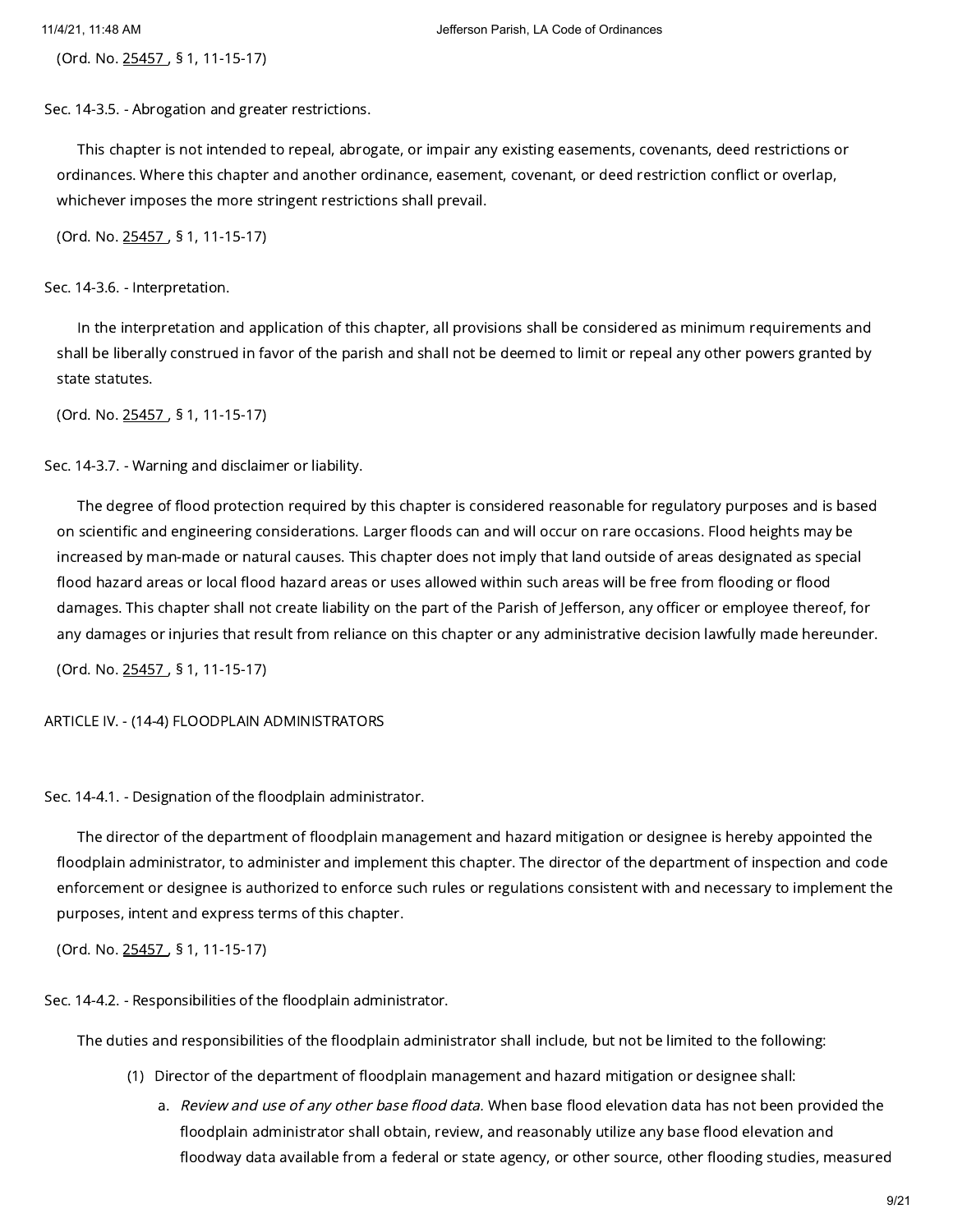(Ord. No. 25457 , § 1, 11-15-17)

Sec. 14-3.5. - Abrogation and greater restrictions.

This chapter is not intended to repeal, abrogate, or impair any existing easements, covenants, deed restrictions or ordinances. Where this chapter and another ordinance, easement, covenant, or deed restriction conflict or overlap, whichever imposes the more stringent restrictions shall prevail.

(Ord. No. 25457 , § 1, 11-15-17)

Sec. 14-3.6. - Interpretation.

In the interpretation and application of this chapter, all provisions shall be considered as minimum requirements and shall be liberally construed in favor of the parish and shall not be deemed to limit or repeal any other powers granted by state statutes.

(Ord. No. 25457 , § 1, 11-15-17)

Sec. 14-3.7. - Warning and disclaimer or liability.

The degree of flood protection required by this chapter is considered reasonable for regulatory purposes and is based on scientific and engineering considerations. Larger floods can and will occur on rare occasions. Flood heights may be increased by man-made or natural causes. This chapter does not imply that land outside of areas designated as special flood hazard areas or local flood hazard areas or uses allowed within such areas will be free from flooding or flood damages. This chapter shall not create liability on the part of the Parish of Jefferson, any officer or employee thereof, for any damages or injuries that result from reliance on this chapter or any administrative decision lawfully made hereunder.

(Ord. No. 25457 , § 1, 11-15-17)

ARTICLE IV. - (14-4) FLOODPLAIN ADMINISTRATORS

Sec. 14-4.1. - Designation of the floodplain administrator.

The director of the department of floodplain management and hazard mitigation or designee is hereby appointed the floodplain administrator, to administer and implement this chapter. The director of the department of inspection and code enforcement or designee is authorized to enforce such rules or regulations consistent with and necessary to implement the purposes, intent and express terms of this chapter.

(Ord. No. 25457 , § 1, 11-15-17)

Sec. 14-4.2. - Responsibilities of the floodplain administrator.

The duties and responsibilities of the floodplain administrator shall include, but not be limited to the following:

(1) Director of the department of floodplain management and hazard mitigation or designee shall:

a. *Review and use of any other base flood data.* When base flood elevation data has not been provided the floodplain administrator shall obtain, review, and reasonably utilize any base flood elevation and floodway data available from a federal or state agency, or other source, other flooding studies, measured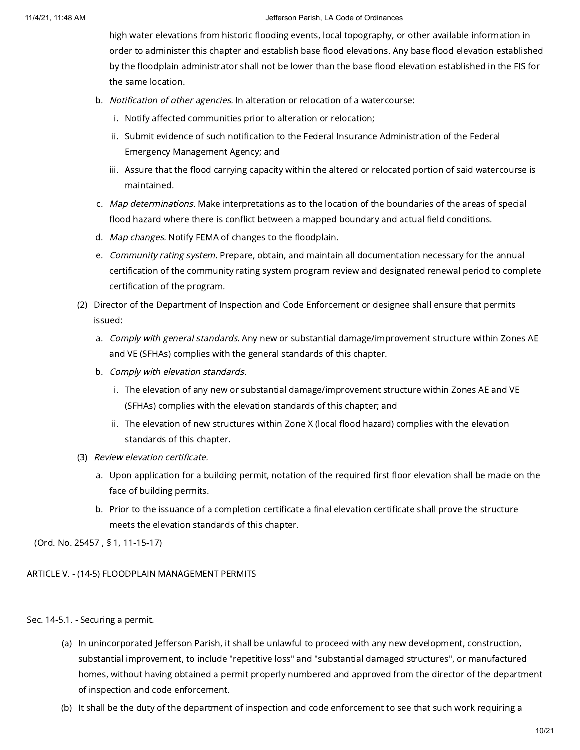high water elevations from historic flooding events, local topography, or other available information in order to administer this chapter and establish base flood elevations. Any base flood elevation established by the floodplain administrator shall not be lower than the base flood elevation established in the FIS for the same location.

b. *Notification of other agencies.* In alteration or relocation of a watercourse:

   i. Notify affected communities prior to alteration or relocation;

   ii. Submit evidence of such notification to the Federal Insurance Administration of the Federal Emergency Management Agency; and

   iii. Assure that the flood carrying capacity within the altered or relocated portion of said watercourse is maintained.

c. *Map determinations.* Make interpretations as to the location of the boundaries of the areas of special flood hazard where there is conflict between a mapped boundary and actual field conditions.

d. *Map changes.* Notify FEMA of changes to the floodplain.

e. *Community rating system.* Prepare, obtain, and maintain all documentation necessary for the annual certification of the community rating system program review and designated renewal period to complete certification of the program.

(2) Director of the Department of Inspection and Code Enforcement or designee shall ensure that permits issued:

a. *Comply with general standards.* Any new or substantial damage/improvement structure within Zones AE and VE (SFHAs) complies with the general standards of this chapter.

b. *Comply with elevation standards.*

   i. The elevation of any new or substantial damage/improvement structure within Zones AE and VE (SFHAs) complies with the elevation standards of this chapter; and

   ii. The elevation of new structures within Zone X (local flood hazard) complies with the elevation standards of this chapter.

(3) *Review elevation certificate.*

a. Upon application for a building permit, notation of the required first floor elevation shall be made on the face of building permits.

b. Prior to the issuance of a completion certificate a final elevation certificate shall prove the structure meets the elevation standards of this chapter.

(Ord. No. 25457 , § 1, 11-15-17)

## ARTICLE V. - (14-5) FLOODPLAIN MANAGEMENT PERMITS

### Sec. 14-5.1. - Securing a permit.

(a) In unincorporated Jefferson Parish, it shall be unlawful to proceed with any new development, construction, substantial improvement, to include "repetitive loss" and "substantial damaged structures", or manufactured homes, without having obtained a permit properly numbered and approved from the director of the department of inspection and code enforcement.

(b) It shall be the duty of the department of inspection and code enforcement to see that such work requiring a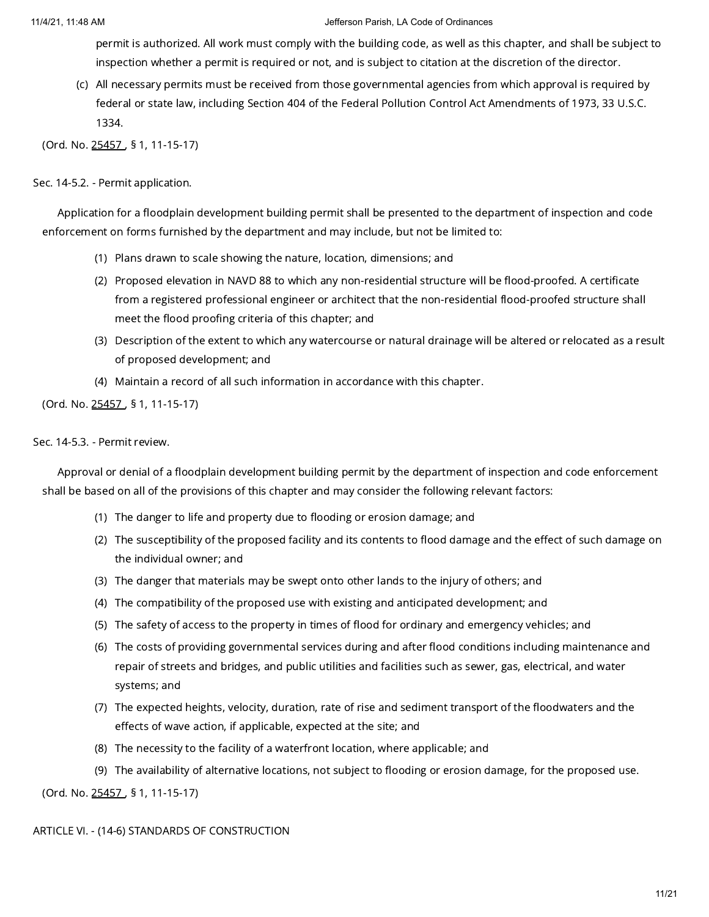permit is authorized. All work must comply with the building code, as well as this chapter, and shall be subject to inspection whether a permit is required or not, and is subject to citation at the discretion of the director.

(c) All necessary permits must be received from those governmental agencies from which approval is required by federal or state law, including Section 404 of the Federal Pollution Control Act Amendments of 1973, 33 U.S.C. 1334.

(Ord. No. 25457, § 1, 11-15-17)

Sec. 14-5.2. - Permit application.

Application for a floodplain development building permit shall be presented to the department of inspection and code enforcement on forms furnished by the department and may include, but not be limited to:

(1) Plans drawn to scale showing the nature, location, dimensions; and
(2) Proposed elevation in NAVD 88 to which any non-residential structure will be flood-proofed. A certificate from a registered professional engineer or architect that the non-residential flood-proofed structure shall meet the flood proofing criteria of this chapter; and
(3) Description of the extent to which any watercourse or natural drainage will be altered or relocated as a result of proposed development; and
(4) Maintain a record of all such information in accordance with this chapter.

(Ord. No. 25457, § 1, 11-15-17)

Sec. 14-5.3. - Permit review.

Approval or denial of a floodplain development building permit by the department of inspection and code enforcement shall be based on all of the provisions of this chapter and may consider the following relevant factors:

(1) The danger to life and property due to flooding or erosion damage; and
(2) The susceptibility of the proposed facility and its contents to flood damage and the effect of such damage on the individual owner; and
(3) The danger that materials may be swept onto other lands to the injury of others; and
(4) The compatibility of the proposed use with existing and anticipated development; and
(5) The safety of access to the property in times of flood for ordinary and emergency vehicles; and
(6) The costs of providing governmental services during and after flood conditions including maintenance and repair of streets and bridges, and public utilities and facilities such as sewer, gas, electrical, and water systems; and
(7) The expected heights, velocity, duration, rate of rise and sediment transport of the floodwaters and the effects of wave action, if applicable, expected at the site; and
(8) The necessity to the facility of a waterfront location, where applicable; and
(9) The availability of alternative locations, not subject to flooding or erosion damage, for the proposed use.

(Ord. No. 25457, § 1, 11-15-17)

ARTICLE VI. - (14-6) STANDARDS OF CONSTRUCTION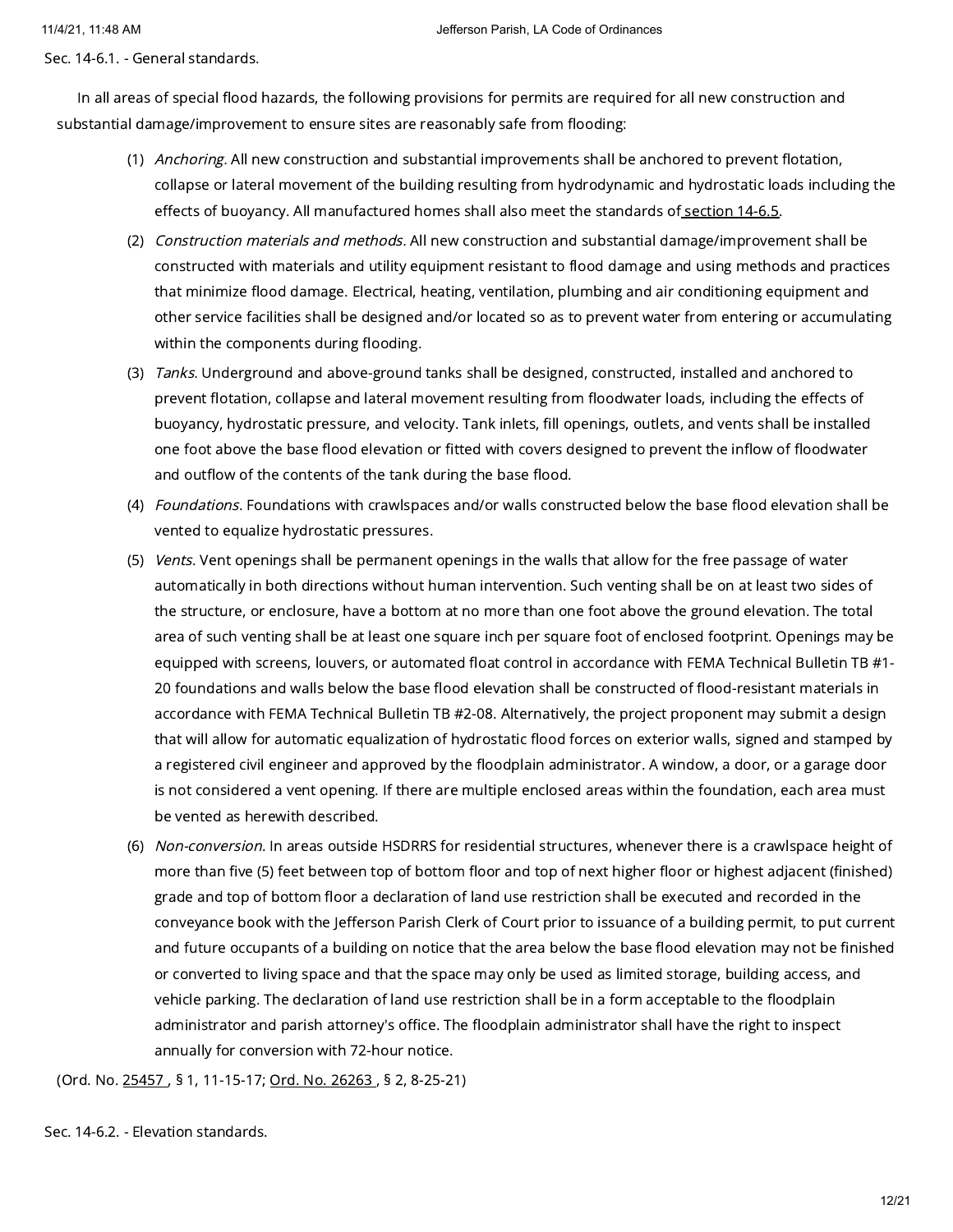## Sec. 14-6.1. - General standards.

In all areas of special flood hazards, the following provisions for permits are required for all new construction and substantial damage/improvement to ensure sites are reasonably safe from flooding:

(1) *Anchoring.* All new construction and substantial improvements shall be anchored to prevent flotation, collapse or lateral movement of the building resulting from hydrodynamic and hydrostatic loads including the effects of buoyancy. All manufactured homes shall also meet the standards of section 14-6.5.

(2) *Construction materials and methods.* All new construction and substantial damage/improvement shall be constructed with materials and utility equipment resistant to flood damage and using methods and practices that minimize flood damage. Electrical, heating, ventilation, plumbing and air conditioning equipment and other service facilities shall be designed and/or located so as to prevent water from entering or accumulating within the components during flooding.

(3) *Tanks.* Underground and above-ground tanks shall be designed, constructed, installed and anchored to prevent flotation, collapse and lateral movement resulting from floodwater loads, including the effects of buoyancy, hydrostatic pressure, and velocity. Tank inlets, fill openings, outlets, and vents shall be installed one foot above the base flood elevation or fitted with covers designed to prevent the inflow of floodwater and outflow of the contents of the tank during the base flood.

(4) *Foundations.* Foundations with crawlspaces and/or walls constructed below the base flood elevation shall be vented to equalize hydrostatic pressures.

(5) *Vents.* Vent openings shall be permanent openings in the walls that allow for the free passage of water automatically in both directions without human intervention. Such venting shall be on at least two sides of the structure, or enclosure, have a bottom at no more than one foot above the ground elevation. The total area of such venting shall be at least one square inch per square foot of enclosed footprint. Openings may be equipped with screens, louvers, or automated float control in accordance with FEMA Technical Bulletin TB #1-20 foundations and walls below the base flood elevation shall be constructed of flood-resistant materials in accordance with FEMA Technical Bulletin TB #2-08. Alternatively, the project proponent may submit a design that will allow for automatic equalization of hydrostatic flood forces on exterior walls, signed and stamped by a registered civil engineer and approved by the floodplain administrator. A window, a door, or a garage door is not considered a vent opening. If there are multiple enclosed areas within the foundation, each area must be vented as herewith described.

(6) *Non-conversion.* In areas outside HSDRRS for residential structures, whenever there is a crawlspace height of more than five (5) feet between top of bottom floor and top of next higher floor or highest adjacent (finished) grade and top of bottom floor a declaration of land use restriction shall be executed and recorded in the conveyance book with the Jefferson Parish Clerk of Court prior to issuance of a building permit, to put current and future occupants of a building on notice that the area below the base flood elevation may not be finished or converted to living space and that the space may only be used as limited storage, building access, and vehicle parking. The declaration of land use restriction shall be in a form acceptable to the floodplain administrator and parish attorney's office. The floodplain administrator shall have the right to inspect annually for conversion with 72-hour notice.

(Ord. No. 25457 , § 1, 11-15-17; Ord. No. 26263 , § 2, 8-25-21)

## Sec. 14-6.2. - Elevation standards.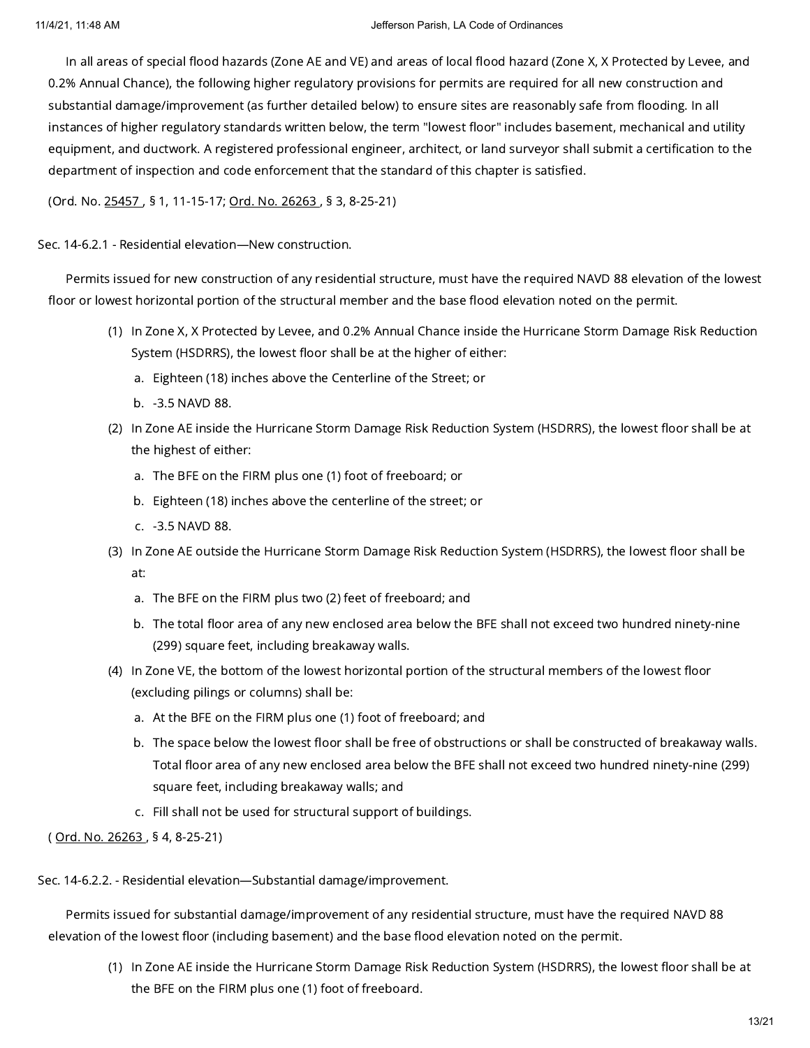In all areas of special flood hazards (Zone AE and VE) and areas of local flood hazard (Zone X, X Protected by Levee, and 0.2% Annual Chance), the following higher regulatory provisions for permits are required for all new construction and substantial damage/improvement (as further detailed below) to ensure sites are reasonably safe from flooding. In all instances of higher regulatory standards written below, the term "lowest floor" includes basement, mechanical and utility equipment, and ductwork. A registered professional engineer, architect, or land surveyor shall submit a certification to the department of inspection and code enforcement that the standard of this chapter is satisfied.

(Ord. No. 25457 , § 1, 11-15-17; Ord. No. 26263 , § 3, 8-25-21)

Sec. 14-6.2.1 - Residential elevation—New construction.

Permits issued for new construction of any residential structure, must have the required NAVD 88 elevation of the lowest floor or lowest horizontal portion of the structural member and the base flood elevation noted on the permit.

(1) In Zone X, X Protected by Levee, and 0.2% Annual Chance inside the Hurricane Storm Damage Risk Reduction System (HSDRRS), the lowest floor shall be at the higher of either:
   a. Eighteen (18) inches above the Centerline of the Street; or
   b. -3.5 NAVD 88.
(2) In Zone AE inside the Hurricane Storm Damage Risk Reduction System (HSDRRS), the lowest floor shall be at the highest of either:
   a. The BFE on the FIRM plus one (1) foot of freeboard; or
   b. Eighteen (18) inches above the centerline of the street; or
   c. -3.5 NAVD 88.
(3) In Zone AE outside the Hurricane Storm Damage Risk Reduction System (HSDRRS), the lowest floor shall be at:
   a. The BFE on the FIRM plus two (2) feet of freeboard; and
   b. The total floor area of any new enclosed area below the BFE shall not exceed two hundred ninety-nine (299) square feet, including breakaway walls.
(4) In Zone VE, the bottom of the lowest horizontal portion of the structural members of the lowest floor (excluding pilings or columns) shall be:
   a. At the BFE on the FIRM plus one (1) foot of freeboard; and
   b. The space below the lowest floor shall be free of obstructions or shall be constructed of breakaway walls. Total floor area of any new enclosed area below the BFE shall not exceed two hundred ninety-nine (299) square feet, including breakaway walls; and
   c. Fill shall not be used for structural support of buildings.

( Ord. No. 26263 , § 4, 8-25-21)

Sec. 14-6.2.2. - Residential elevation—Substantial damage/improvement.

Permits issued for substantial damage/improvement of any residential structure, must have the required NAVD 88 elevation of the lowest floor (including basement) and the base flood elevation noted on the permit.

(1) In Zone AE inside the Hurricane Storm Damage Risk Reduction System (HSDRRS), the lowest floor shall be at the BFE on the FIRM plus one (1) foot of freeboard.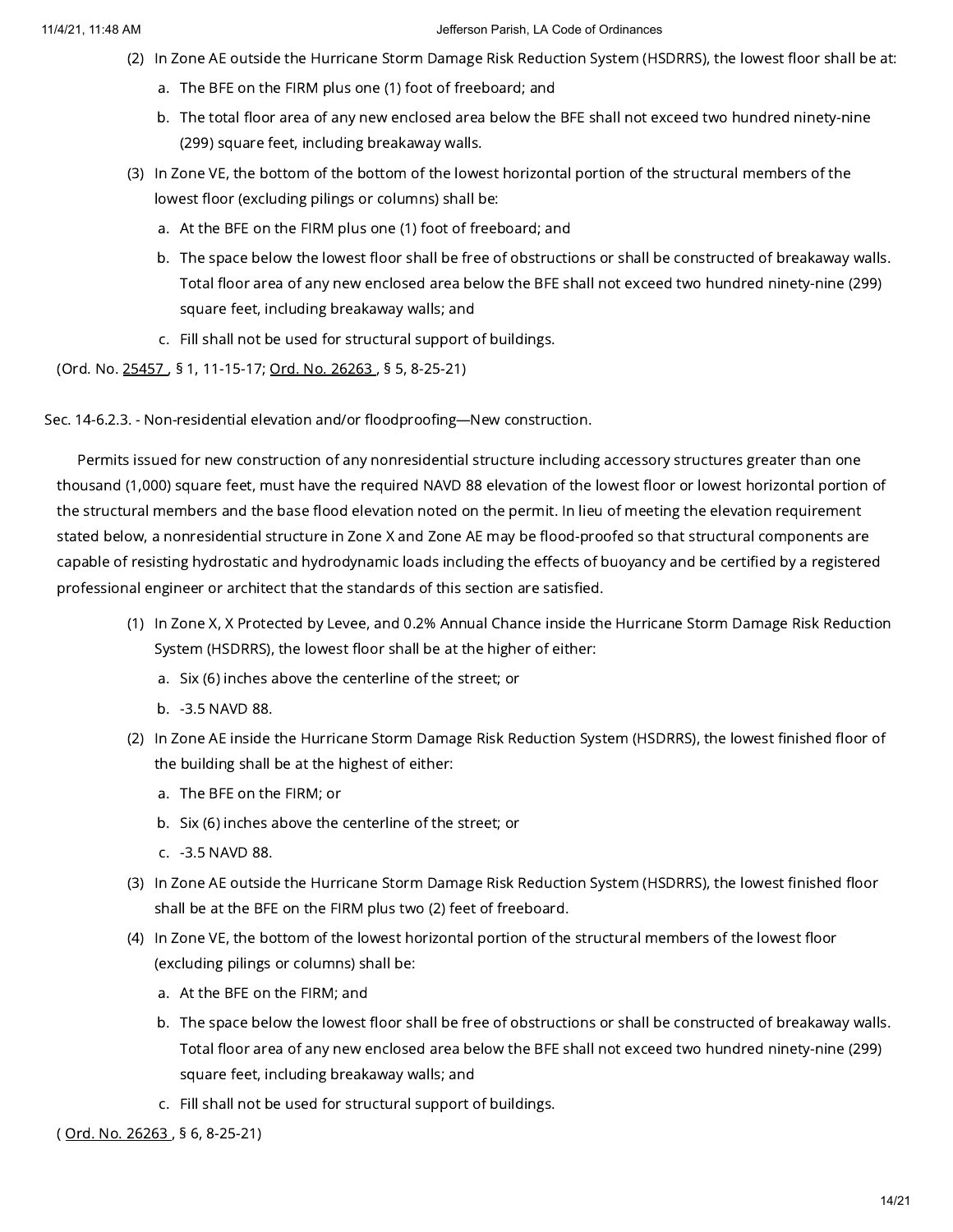(2) In Zone AE outside the Hurricane Storm Damage Risk Reduction System (HSDRRS), the lowest floor shall be at:

   a. The BFE on the FIRM plus one (1) foot of freeboard; and

   b. The total floor area of any new enclosed area below the BFE shall not exceed two hundred ninety-nine (299) square feet, including breakaway walls.

(3) In Zone VE, the bottom of the bottom of the lowest horizontal portion of the structural members of the lowest floor (excluding pilings or columns) shall be:

   a. At the BFE on the FIRM plus one (1) foot of freeboard; and

   b. The space below the lowest floor shall be free of obstructions or shall be constructed of breakaway walls. Total floor area of any new enclosed area below the BFE shall not exceed two hundred ninety-nine (299) square feet, including breakaway walls; and

   c. Fill shall not be used for structural support of buildings.

(Ord. No. 25457 , § 1, 11-15-17; Ord. No. 26263 , § 5, 8-25-21)

Sec. 14-6.2.3. - Non-residential elevation and/or floodproofing—New construction.

Permits issued for new construction of any nonresidential structure including accessory structures greater than one thousand (1,000) square feet, must have the required NAVD 88 elevation of the lowest floor or lowest horizontal portion of the structural members and the base flood elevation noted on the permit. In lieu of meeting the elevation requirement stated below, a nonresidential structure in Zone X and Zone AE may be flood-proofed so that structural components are capable of resisting hydrostatic and hydrodynamic loads including the effects of buoyancy and be certified by a registered professional engineer or architect that the standards of this section are satisfied.

(1) In Zone X, X Protected by Levee, and 0.2% Annual Chance inside the Hurricane Storm Damage Risk Reduction System (HSDRRS), the lowest floor shall be at the higher of either:

   a. Six (6) inches above the centerline of the street; or

   b. -3.5 NAVD 88.

(2) In Zone AE inside the Hurricane Storm Damage Risk Reduction System (HSDRRS), the lowest finished floor of the building shall be at the highest of either:

   a. The BFE on the FIRM; or

   b. Six (6) inches above the centerline of the street; or

   c. -3.5 NAVD 88.

(3) In Zone AE outside the Hurricane Storm Damage Risk Reduction System (HSDRRS), the lowest finished floor shall be at the BFE on the FIRM plus two (2) feet of freeboard.

(4) In Zone VE, the bottom of the lowest horizontal portion of the structural members of the lowest floor (excluding pilings or columns) shall be:

   a. At the BFE on the FIRM; and

   b. The space below the lowest floor shall be free of obstructions or shall be constructed of breakaway walls. Total floor area of any new enclosed area below the BFE shall not exceed two hundred ninety-nine (299) square feet, including breakaway walls; and

   c. Fill shall not be used for structural support of buildings.

( Ord. No. 26263 , § 6, 8-25-21)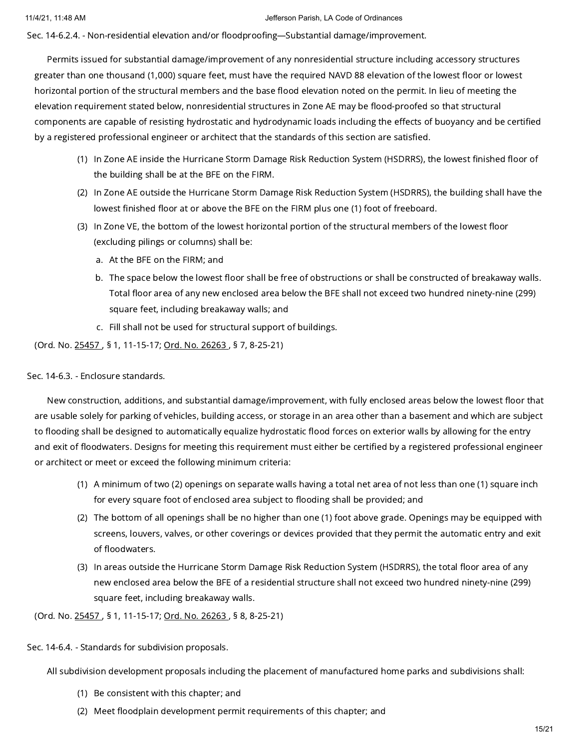Sec. 14-6.2.4. - Non-residential elevation and/or floodproofing—Substantial damage/improvement.

Permits issued for substantial damage/improvement of any nonresidential structure including accessory structures greater than one thousand (1,000) square feet, must have the required NAVD 88 elevation of the lowest floor or lowest horizontal portion of the structural members and the base flood elevation noted on the permit. In lieu of meeting the elevation requirement stated below, nonresidential structures in Zone AE may be flood-proofed so that structural components are capable of resisting hydrostatic and hydrodynamic loads including the effects of buoyancy and be certified by a registered professional engineer or architect that the standards of this section are satisfied.

(1) In Zone AE inside the Hurricane Storm Damage Risk Reduction System (HSDRRS), the lowest finished floor of the building shall be at the BFE on the FIRM.

(2) In Zone AE outside the Hurricane Storm Damage Risk Reduction System (HSDRRS), the building shall have the lowest finished floor at or above the BFE on the FIRM plus one (1) foot of freeboard.

(3) In Zone VE, the bottom of the lowest horizontal portion of the structural members of the lowest floor (excluding pilings or columns) shall be:

a. At the BFE on the FIRM; and

b. The space below the lowest floor shall be free of obstructions or shall be constructed of breakaway walls. Total floor area of any new enclosed area below the BFE shall not exceed two hundred ninety-nine (299) square feet, including breakaway walls; and

c. Fill shall not be used for structural support of buildings.

(Ord. No. 25457 , § 1, 11-15-17; Ord. No. 26263 , § 7, 8-25-21)

Sec. 14-6.3. - Enclosure standards.

New construction, additions, and substantial damage/improvement, with fully enclosed areas below the lowest floor that are usable solely for parking of vehicles, building access, or storage in an area other than a basement and which are subject to flooding shall be designed to automatically equalize hydrostatic flood forces on exterior walls by allowing for the entry and exit of floodwaters. Designs for meeting this requirement must either be certified by a registered professional engineer or architect or meet or exceed the following minimum criteria:

(1) A minimum of two (2) openings on separate walls having a total net area of not less than one (1) square inch for every square foot of enclosed area subject to flooding shall be provided; and

(2) The bottom of all openings shall be no higher than one (1) foot above grade. Openings may be equipped with screens, louvers, valves, or other coverings or devices provided that they permit the automatic entry and exit of floodwaters.

(3) In areas outside the Hurricane Storm Damage Risk Reduction System (HSDRRS), the total floor area of any new enclosed area below the BFE of a residential structure shall not exceed two hundred ninety-nine (299) square feet, including breakaway walls.

(Ord. No. 25457 , § 1, 11-15-17; Ord. No. 26263 , § 8, 8-25-21)

Sec. 14-6.4. - Standards for subdivision proposals.

All subdivision development proposals including the placement of manufactured home parks and subdivisions shall:

(1) Be consistent with this chapter; and

(2) Meet floodplain development permit requirements of this chapter; and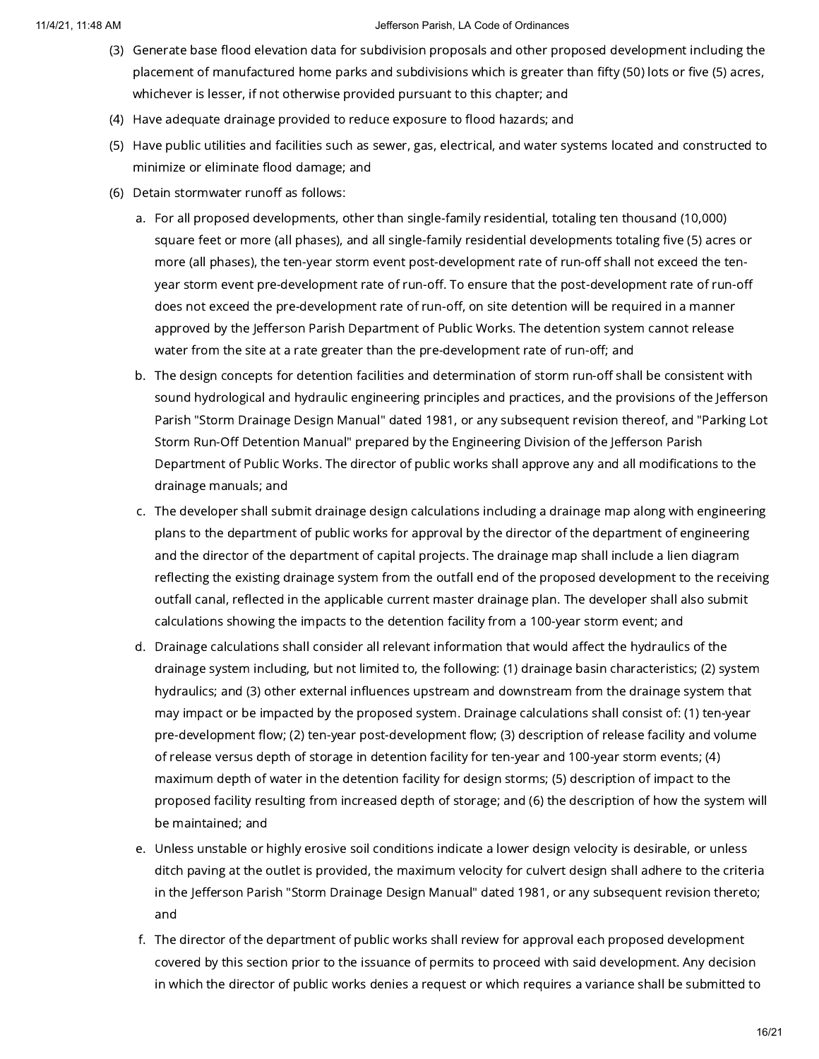(3) Generate base flood elevation data for subdivision proposals and other proposed development including the placement of manufactured home parks and subdivisions which is greater than fifty (50) lots or five (5) acres, whichever is lesser, if not otherwise provided pursuant to this chapter; and

(4) Have adequate drainage provided to reduce exposure to flood hazards; and

(5) Have public utilities and facilities such as sewer, gas, electrical, and water systems located and constructed to minimize or eliminate flood damage; and

(6) Detain stormwater runoff as follows:

a. For all proposed developments, other than single-family residential, totaling ten thousand (10,000) square feet or more (all phases), and all single-family residential developments totaling five (5) acres or more (all phases), the ten-year storm event post-development rate of run-off shall not exceed the ten-year storm event pre-development rate of run-off. To ensure that the post-development rate of run-off does not exceed the pre-development rate of run-off, on site detention will be required in a manner approved by the Jefferson Parish Department of Public Works. The detention system cannot release water from the site at a rate greater than the pre-development rate of run-off; and

b. The design concepts for detention facilities and determination of storm run-off shall be consistent with sound hydrological and hydraulic engineering principles and practices, and the provisions of the Jefferson Parish "Storm Drainage Design Manual" dated 1981, or any subsequent revision thereof, and "Parking Lot Storm Run-Off Detention Manual" prepared by the Engineering Division of the Jefferson Parish Department of Public Works. The director of public works shall approve any and all modifications to the drainage manuals; and

c. The developer shall submit drainage design calculations including a drainage map along with engineering plans to the department of public works for approval by the director of the department of engineering and the director of the department of capital projects. The drainage map shall include a lien diagram reflecting the existing drainage system from the outfall end of the proposed development to the receiving outfall canal, reflected in the applicable current master drainage plan. The developer shall also submit calculations showing the impacts to the detention facility from a 100-year storm event; and

d. Drainage calculations shall consider all relevant information that would affect the hydraulics of the drainage system including, but not limited to, the following: (1) drainage basin characteristics; (2) system hydraulics; and (3) other external influences upstream and downstream from the drainage system that may impact or be impacted by the proposed system. Drainage calculations shall consist of: (1) ten-year pre-development flow; (2) ten-year post-development flow; (3) description of release facility and volume of release versus depth of storage in detention facility for ten-year and 100-year storm events; (4) maximum depth of water in the detention facility for design storms; (5) description of impact to the proposed facility resulting from increased depth of storage; and (6) the description of how the system will be maintained; and

e. Unless unstable or highly erosive soil conditions indicate a lower design velocity is desirable, or unless ditch paving at the outlet is provided, the maximum velocity for culvert design shall adhere to the criteria in the Jefferson Parish "Storm Drainage Design Manual" dated 1981, or any subsequent revision thereto; and

f. The director of the department of public works shall review for approval each proposed development covered by this section prior to the issuance of permits to proceed with said development. Any decision in which the director of public works denies a request or which requires a variance shall be submitted to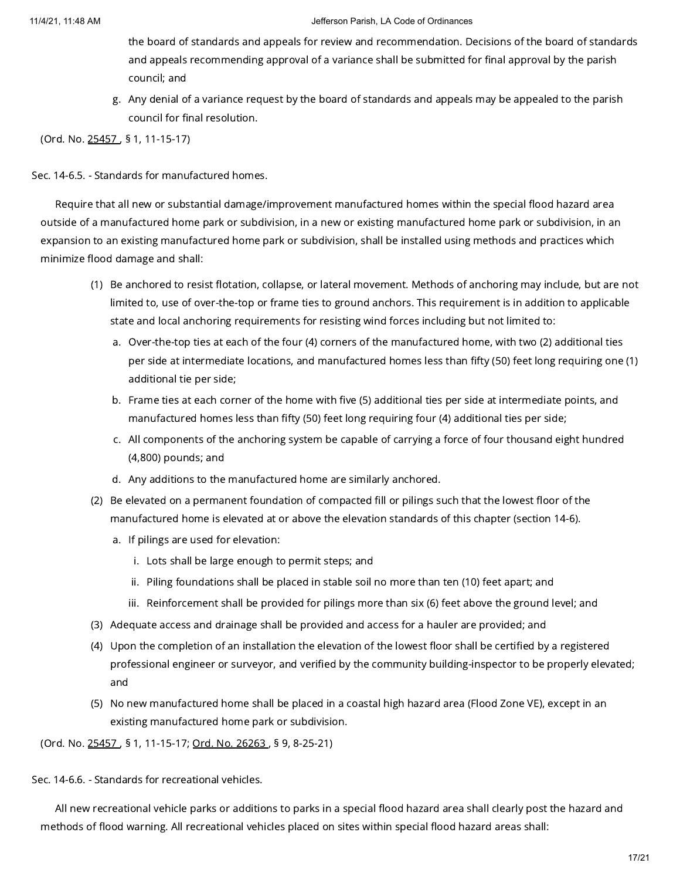the board of standards and appeals for review and recommendation. Decisions of the board of standards and appeals recommending approval of a variance shall be submitted for final approval by the parish council; and

g. Any denial of a variance request by the board of standards and appeals may be appealed to the parish council for final resolution.

(Ord. No. 25457 , § 1, 11-15-17)

Sec. 14-6.5. - Standards for manufactured homes.

Require that all new or substantial damage/improvement manufactured homes within the special flood hazard area outside of a manufactured home park or subdivision, in a new or existing manufactured home park or subdivision, in an expansion to an existing manufactured home park or subdivision, shall be installed using methods and practices which minimize flood damage and shall:

(1) Be anchored to resist flotation, collapse, or lateral movement. Methods of anchoring may include, but are not limited to, use of over-the-top or frame ties to ground anchors. This requirement is in addition to applicable state and local anchoring requirements for resisting wind forces including but not limited to:

a. Over-the-top ties at each of the four (4) corners of the manufactured home, with two (2) additional ties per side at intermediate locations, and manufactured homes less than fifty (50) feet long requiring one (1) additional tie per side;

b. Frame ties at each corner of the home with five (5) additional ties per side at intermediate points, and manufactured homes less than fifty (50) feet long requiring four (4) additional ties per side;

c. All components of the anchoring system be capable of carrying a force of four thousand eight hundred (4,800) pounds; and

d. Any additions to the manufactured home are similarly anchored.

(2) Be elevated on a permanent foundation of compacted fill or pilings such that the lowest floor of the manufactured home is elevated at or above the elevation standards of this chapter (section 14-6).

a. If pilings are used for elevation:

i. Lots shall be large enough to permit steps; and

ii. Piling foundations shall be placed in stable soil no more than ten (10) feet apart; and

iii. Reinforcement shall be provided for pilings more than six (6) feet above the ground level; and

(3) Adequate access and drainage shall be provided and access for a hauler are provided; and

(4) Upon the completion of an installation the elevation of the lowest floor shall be certified by a registered professional engineer or surveyor, and verified by the community building-inspector to be properly elevated; and

(5) No new manufactured home shall be placed in a coastal high hazard area (Flood Zone VE), except in an existing manufactured home park or subdivision.

(Ord. No. 25457 , § 1, 11-15-17; Ord. No. 26263 , § 9, 8-25-21)

Sec. 14-6.6. - Standards for recreational vehicles.

All new recreational vehicle parks or additions to parks in a special flood hazard area shall clearly post the hazard and methods of flood warning. All recreational vehicles placed on sites within special flood hazard areas shall: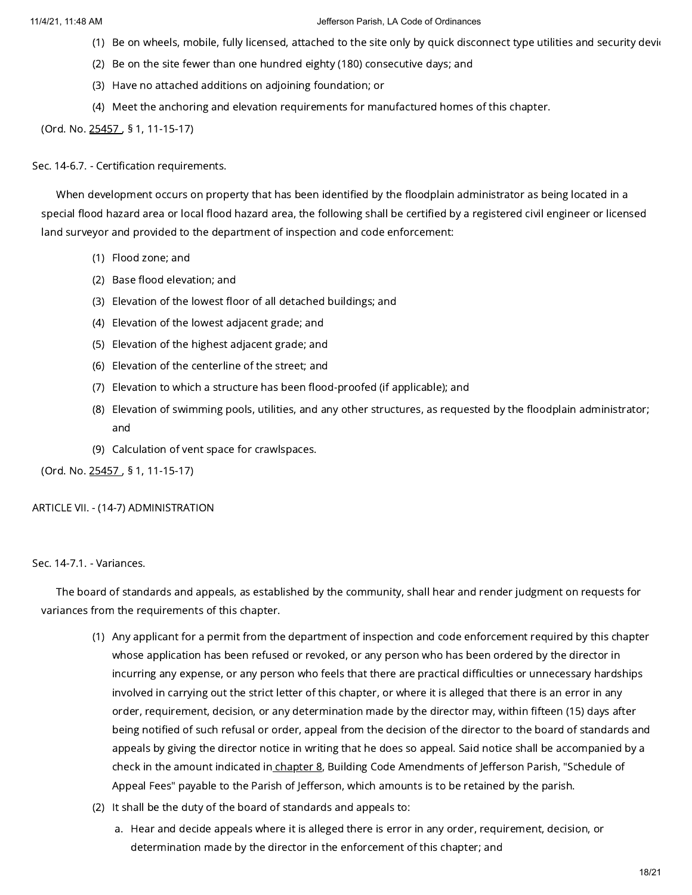(1) Be on wheels, mobile, fully licensed, attached to the site only by quick disconnect type utilities and security devi

(2) Be on the site fewer than one hundred eighty (180) consecutive days; and

(3) Have no attached additions on adjoining foundation; or

(4) Meet the anchoring and elevation requirements for manufactured homes of this chapter.

(Ord. No. 25457 , § 1, 11-15-17)

Sec. 14-6.7. - Certification requirements.

When development occurs on property that has been identified by the floodplain administrator as being located in a special flood hazard area or local flood hazard area, the following shall be certified by a registered civil engineer or licensed land surveyor and provided to the department of inspection and code enforcement:

(1) Flood zone; and

(2) Base flood elevation; and

(3) Elevation of the lowest floor of all detached buildings; and

(4) Elevation of the lowest adjacent grade; and

(5) Elevation of the highest adjacent grade; and

(6) Elevation of the centerline of the street; and

(7) Elevation to which a structure has been flood-proofed (if applicable); and

(8) Elevation of swimming pools, utilities, and any other structures, as requested by the floodplain administrator; and

(9) Calculation of vent space for crawlspaces.

(Ord. No. 25457 , § 1, 11-15-17)

ARTICLE VII. - (14-7) ADMINISTRATION

Sec. 14-7.1. - Variances.

The board of standards and appeals, as established by the community, shall hear and render judgment on requests for variances from the requirements of this chapter.

(1) Any applicant for a permit from the department of inspection and code enforcement required by this chapter whose application has been refused or revoked, or any person who has been ordered by the director in incurring any expense, or any person who feels that there are practical difficulties or unnecessary hardships involved in carrying out the strict letter of this chapter, or where it is alleged that there is an error in any order, requirement, decision, or any determination made by the director may, within fifteen (15) days after being notified of such refusal or order, appeal from the decision of the director to the board of standards and appeals by giving the director notice in writing that he does so appeal. Said notice shall be accompanied by a check in the amount indicated in chapter 8, Building Code Amendments of Jefferson Parish, "Schedule of Appeal Fees" payable to the Parish of Jefferson, which amounts is to be retained by the parish.

(2) It shall be the duty of the board of standards and appeals to:

a. Hear and decide appeals where it is alleged there is error in any order, requirement, decision, or determination made by the director in the enforcement of this chapter; and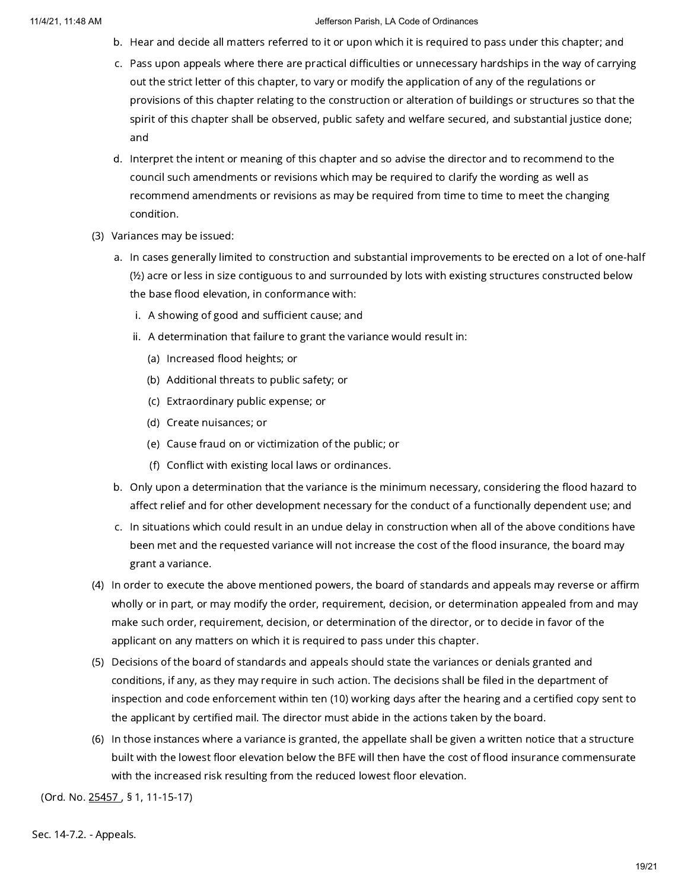b. Hear and decide all matters referred to it or upon which it is required to pass under this chapter; and

c. Pass upon appeals where there are practical difficulties or unnecessary hardships in the way of carrying out the strict letter of this chapter, to vary or modify the application of any of the regulations or provisions of this chapter relating to the construction or alteration of buildings or structures so that the spirit of this chapter shall be observed, public safety and welfare secured, and substantial justice done; and

d. Interpret the intent or meaning of this chapter and so advise the director and to recommend to the council such amendments or revisions which may be required to clarify the wording as well as recommend amendments or revisions as may be required from time to time to meet the changing condition.

(3) Variances may be issued:

a. In cases generally limited to construction and substantial improvements to be erected on a lot of one-half (½) acre or less in size contiguous to and surrounded by lots with existing structures constructed below the base flood elevation, in conformance with:

   i. A showing of good and sufficient cause; and

   ii. A determination that failure to grant the variance would result in:

      (a) Increased flood heights; or

      (b) Additional threats to public safety; or

      (c) Extraordinary public expense; or

      (d) Create nuisances; or

      (e) Cause fraud on or victimization of the public; or

      (f) Conflict with existing local laws or ordinances.

b. Only upon a determination that the variance is the minimum necessary, considering the flood hazard to affect relief and for other development necessary for the conduct of a functionally dependent use; and

c. In situations which could result in an undue delay in construction when all of the above conditions have been met and the requested variance will not increase the cost of the flood insurance, the board may grant a variance.

(4) In order to execute the above mentioned powers, the board of standards and appeals may reverse or affirm wholly or in part, or may modify the order, requirement, decision, or determination appealed from and may make such order, requirement, decision, or determination of the director, or to decide in favor of the applicant on any matters on which it is required to pass under this chapter.

(5) Decisions of the board of standards and appeals should state the variances or denials granted and conditions, if any, as they may require in such action. The decisions shall be filed in the department of inspection and code enforcement within ten (10) working days after the hearing and a certified copy sent to the applicant by certified mail. The director must abide in the actions taken by the board.

(6) In those instances where a variance is granted, the appellate shall be given a written notice that a structure built with the lowest floor elevation below the BFE will then have the cost of flood insurance commensurate with the increased risk resulting from the reduced lowest floor elevation.

(Ord. No. 25457 , § 1, 11-15-17)

Sec. 14-7.2. - Appeals.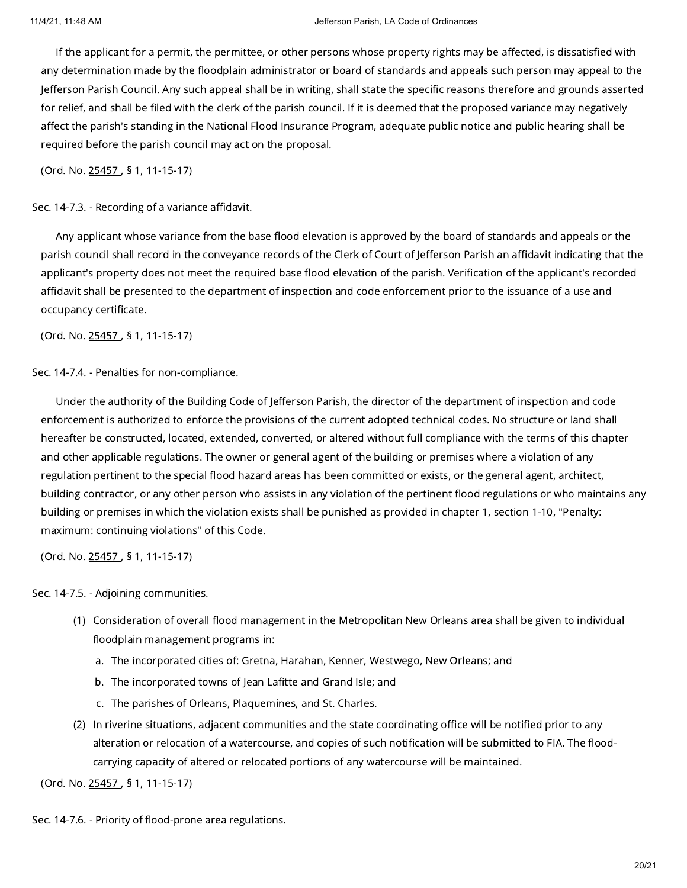If the applicant for a permit, the permittee, or other persons whose property rights may be affected, is dissatisfied with any determination made by the floodplain administrator or board of standards and appeals such person may appeal to the Jefferson Parish Council. Any such appeal shall be in writing, shall state the specific reasons therefore and grounds asserted for relief, and shall be filed with the clerk of the parish council. If it is deemed that the proposed variance may negatively affect the parish's standing in the National Flood Insurance Program, adequate public notice and public hearing shall be required before the parish council may act on the proposal.

(Ord. No. 25457 , § 1, 11-15-17)

Sec. 14-7.3. - Recording of a variance affidavit.

Any applicant whose variance from the base flood elevation is approved by the board of standards and appeals or the parish council shall record in the conveyance records of the Clerk of Court of Jefferson Parish an affidavit indicating that the applicant's property does not meet the required base flood elevation of the parish. Verification of the applicant's recorded affidavit shall be presented to the department of inspection and code enforcement prior to the issuance of a use and occupancy certificate.

(Ord. No. 25457 , § 1, 11-15-17)

Sec. 14-7.4. - Penalties for non-compliance.

Under the authority of the Building Code of Jefferson Parish, the director of the department of inspection and code enforcement is authorized to enforce the provisions of the current adopted technical codes. No structure or land shall hereafter be constructed, located, extended, converted, or altered without full compliance with the terms of this chapter and other applicable regulations. The owner or general agent of the building or premises where a violation of any regulation pertinent to the special flood hazard areas has been committed or exists, or the general agent, architect, building contractor, or any other person who assists in any violation of the pertinent flood regulations or who maintains any building or premises in which the violation exists shall be punished as provided in chapter 1, section 1-10, "Penalty: maximum: continuing violations" of this Code.

(Ord. No. 25457 , § 1, 11-15-17)

Sec. 14-7.5. - Adjoining communities.

(1) Consideration of overall flood management in the Metropolitan New Orleans area shall be given to individual floodplain management programs in:

   a. The incorporated cities of: Gretna, Harahan, Kenner, Westwego, New Orleans; and

   b. The incorporated towns of Jean Lafitte and Grand Isle; and

   c. The parishes of Orleans, Plaquemines, and St. Charles.

(2) In riverine situations, adjacent communities and the state coordinating office will be notified prior to any alteration or relocation of a watercourse, and copies of such notification will be submitted to FIA. The flood-carrying capacity of altered or relocated portions of any watercourse will be maintained.

(Ord. No. 25457 , § 1, 11-15-17)

Sec. 14-7.6. - Priority of flood-prone area regulations.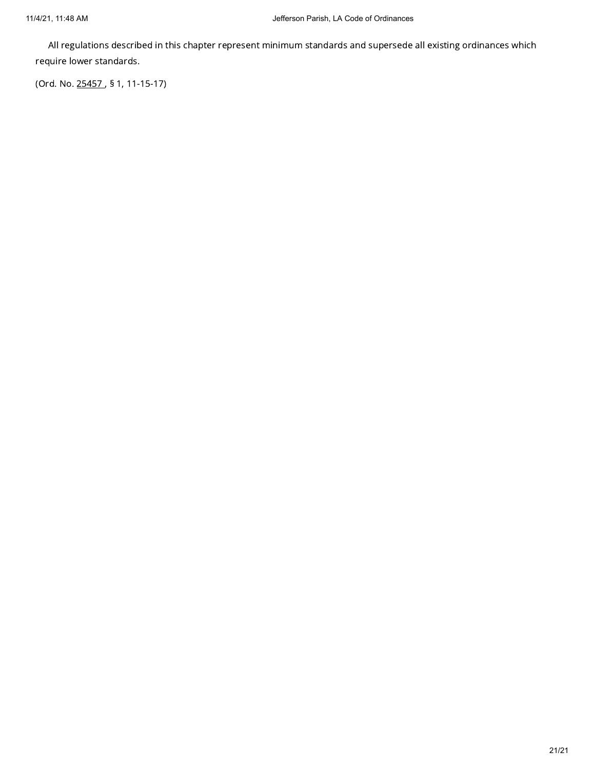All regulations described in this chapter represent minimum standards and supersede all existing ordinances which require lower standards.

(Ord. No. 25457 , § 1, 11-15-17)